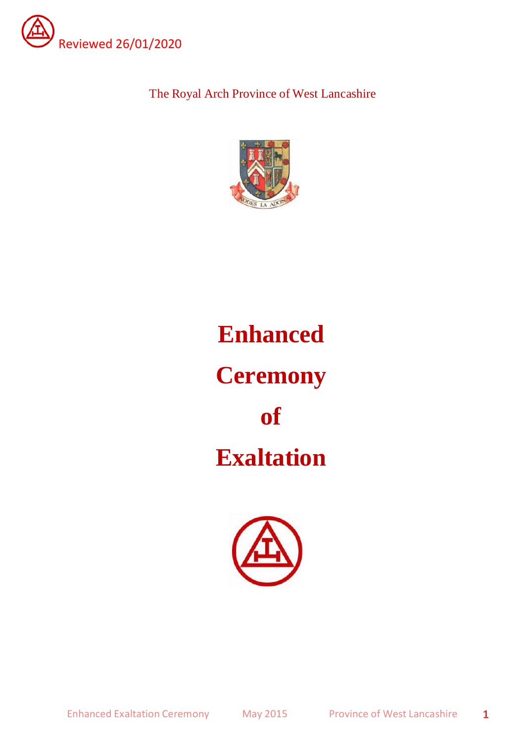Reviewed 26/01/2020

The Royal Arch Province of West Lancashire

# Enhanced Ceremony of Exaltation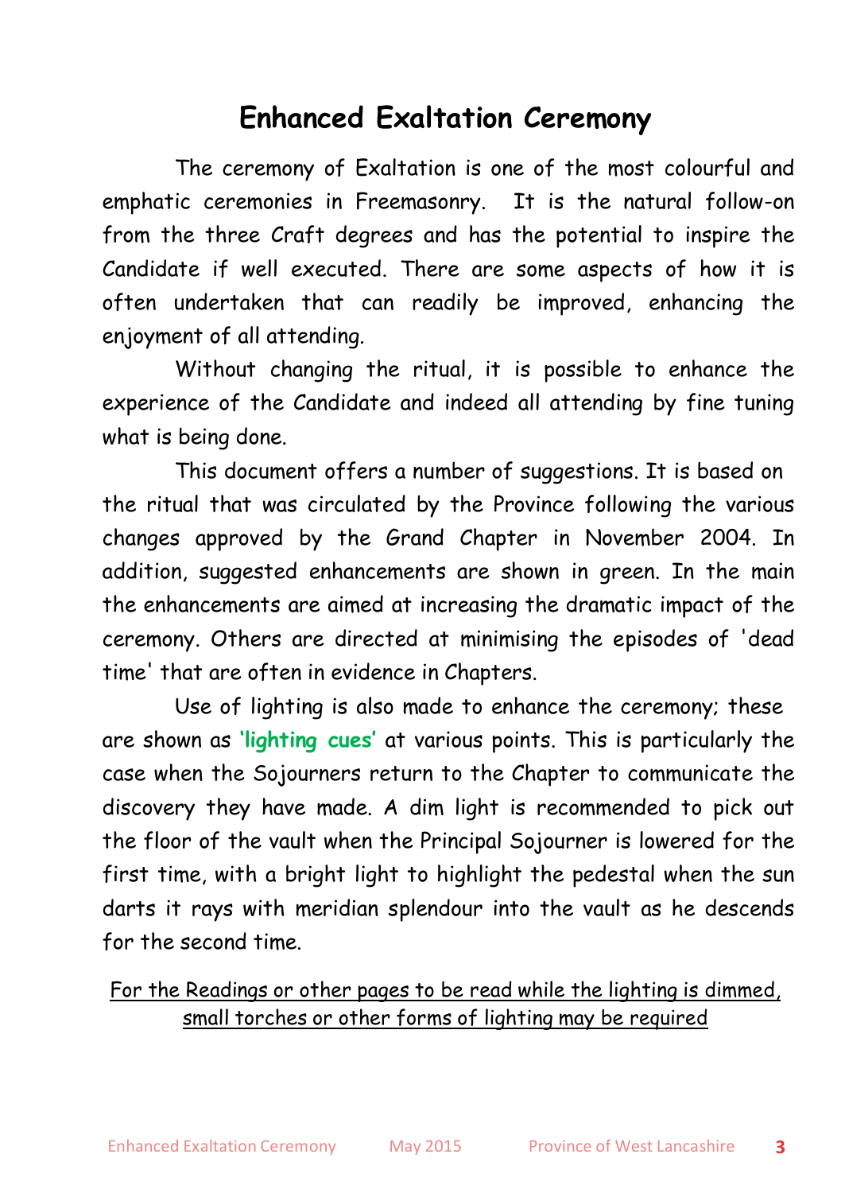# Enhanced Exaltation Ceremony

The ceremony of Exaltation is one of the most colourful and emphatic ceremonies in Freemasonry. It is the natural follow-on from the three Craft degrees and has the potential to inspire the Candidate if well executed. There are some aspects of how it is often undertaken that can readily be improved, enhancing the enjoyment of all attending.

Without changing the ritual, it is possible to enhance the experience of the Candidate and indeed all attending by fine tuning what is being done.

This document offers a number of suggestions. It is based on the ritual that was circulated by the Province following the various changes approved by the Grand Chapter in November 2004. In addition, suggested enhancements are shown in green. In the main the enhancements are aimed at increasing the dramatic impact of the ceremony. Others are directed at minimising the episodes of 'dead time' that are often in evidence in Chapters.

Use of lighting is also made to enhance the ceremony; these are shown as **'lighting cues'** at various points. This is particularly the case when the Sojourners return to the Chapter to communicate the discovery they have made. A dim light is recommended to pick out the floor of the vault when the Principal Sojourner is lowered for the first time, with a bright light to highlight the pedestal when the sun darts it rays with meridian splendour into the vault as he descends for the second time.

For the Readings or other pages to be read while the lighting is dimmed, small torches or other forms of lighting may be required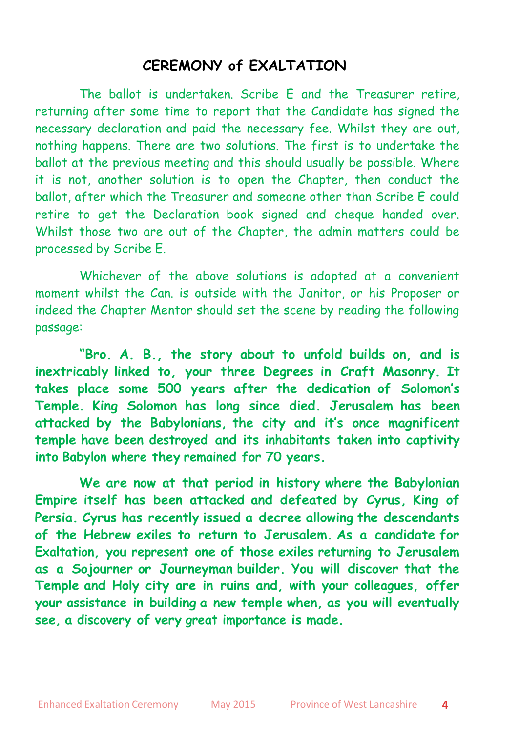## CEREMONY of EXALTATION

The ballot is undertaken. Scribe E and the Treasurer retire, returning after some time to report that the Candidate has signed the necessary declaration and paid the necessary fee. Whilst they are out, nothing happens. There are two solutions. The first is to undertake the ballot at the previous meeting and this should usually be possible. Where it is not, another solution is to open the Chapter, then conduct the ballot, after which the Treasurer and someone other than Scribe E could retire to get the Declaration book signed and cheque handed over. Whilst those two are out of the Chapter, the admin matters could be processed by Scribe E.

Whichever of the above solutions is adopted at a convenient moment whilst the Can. is outside with the Janitor, or his Proposer or indeed the Chapter Mentor should set the scene by reading the following passage:

**"Bro. A. B., the story about to unfold builds on, and is inextricably linked to, your three Degrees in Craft Masonry. It takes place some 500 years after the dedication of Solomon's Temple. King Solomon has long since died. Jerusalem has been attacked by the Babylonians, the city and it's once magnificent temple have been destroyed and its inhabitants taken into captivity into Babylon where they remained for 70 years.**

**We are now at that period in history where the Babylonian Empire itself has been attacked and defeated by Cyrus, King of Persia. Cyrus has recently issued a decree allowing the descendants of the Hebrew exiles to return to Jerusalem. As a candidate for Exaltation, you represent one of those exiles returning to Jerusalem as a Sojourner or Journeyman builder. You will discover that the Temple and Holy city are in ruins and, with your colleagues, offer your assistance in building a new temple when, as you will eventually see, a discovery of very great importance is made.**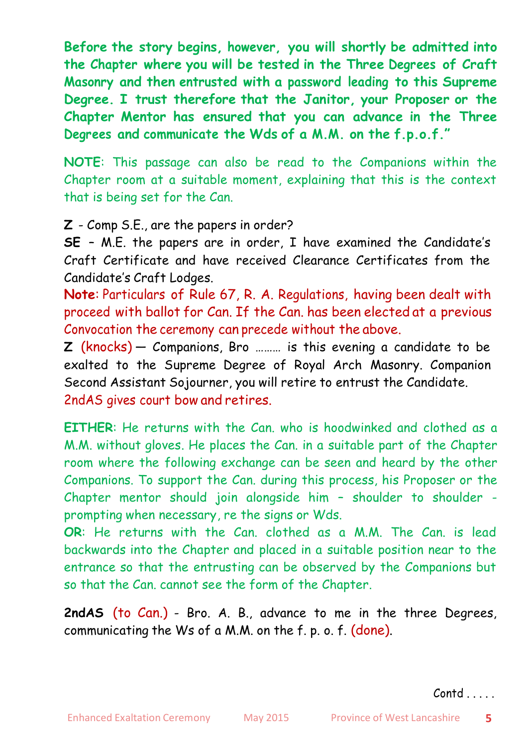**Before the story begins, however, you will shortly be admitted into the Chapter where you will be tested in the Three Degrees of Craft Masonry and then entrusted with a password leading to this Supreme Degree. I trust therefore that the Janitor, your Proposer or the Chapter Mentor has ensured that you can advance in the Three Degrees and communicate the Wds of a M.M. on the f.p.o.f."**

**NOTE**: This passage can also be read to the Companions within the Chapter room at a suitable moment, explaining that this is the context that is being set for the Can.

**Z** - Comp S.E., are the papers in order?

**SE** – M.E. the papers are in order, I have examined the Candidate's Craft Certificate and have received Clearance Certificates from the Candidate's Craft Lodges.

**Note**: Particulars of Rule 67, R. A. Regulations, having been dealt with proceed with ballot for Can. If the Can. has been elected at a previous Convocation the ceremony can precede without the above.

**Z** (knocks) — Companions, Bro ……… is this evening a candidate to be exalted to the Supreme Degree of Royal Arch Masonry. Companion Second Assistant Sojourner, you will retire to entrust the Candidate.

2ndAS gives court bow and retires.

**EITHER**: He returns with the Can. who is hoodwinked and clothed as a M.M. without gloves. He places the Can. in a suitable part of the Chapter room where the following exchange can be seen and heard by the other Companions. To support the Can. during this process, his Proposer or the Chapter mentor should join alongside him – shoulder to shoulder - prompting when necessary, re the signs or Wds.

**OR**: He returns with the Can. clothed as a M.M. The Can. is lead backwards into the Chapter and placed in a suitable position near to the entrance so that the entrusting can be observed by the Companions but so that the Can. cannot see the form of the Chapter.

**2ndAS** (to Can.) - Bro. A. B., advance to me in the three Degrees, communicating the Ws of a M.M. on the f. p. o. f. (done).

Contd . . . . .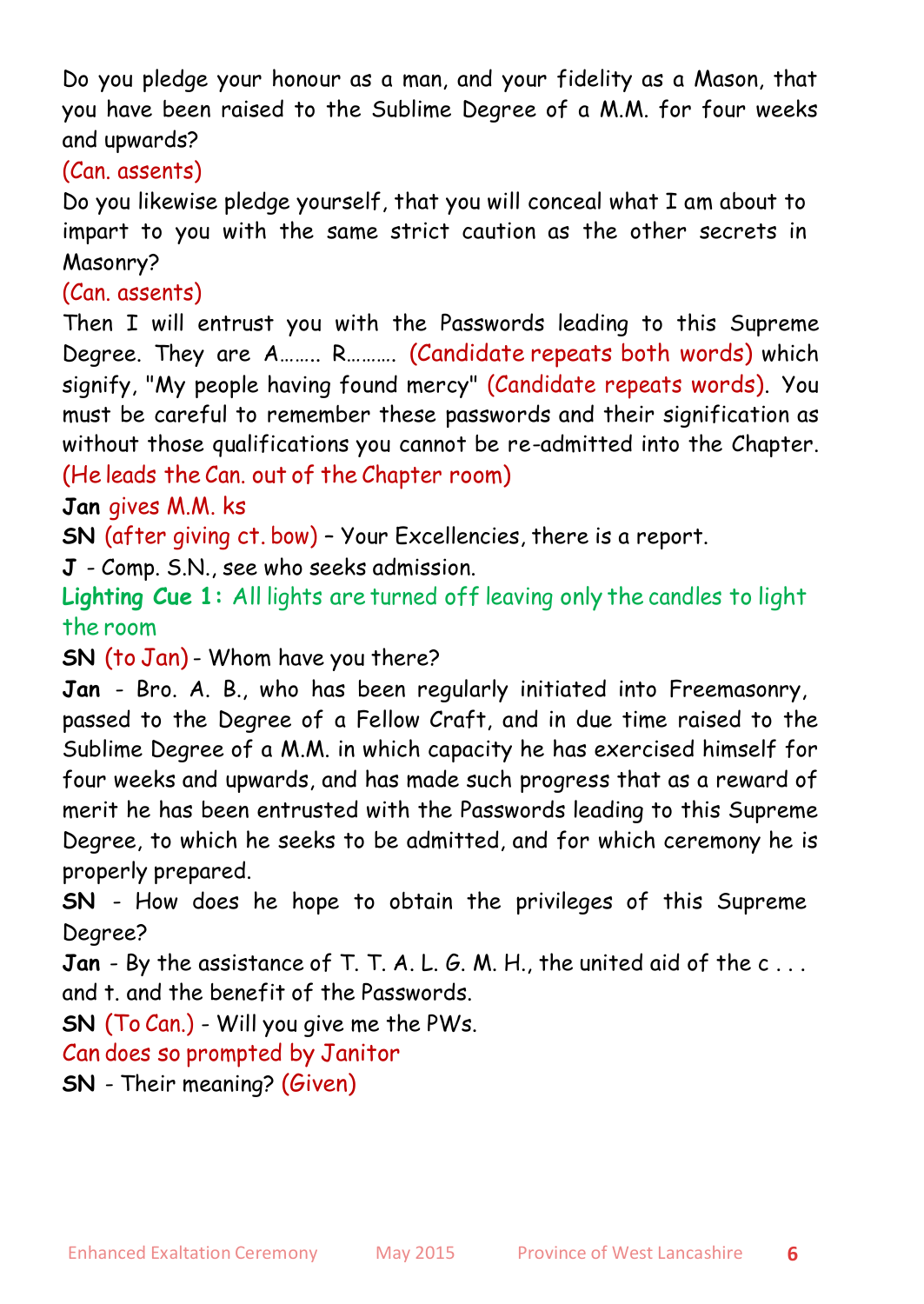Do you pledge your honour as a man, and your fidelity as a Mason, that you have been raised to the Sublime Degree of a M.M. for four weeks and upwards?

(Can. assents)

Do you likewise pledge yourself, that you will conceal what I am about to impart to you with the same strict caution as the other secrets in Masonry?

(Can. assents)

Then I will entrust you with the Passwords leading to this Supreme Degree. They are A…….. R………. (Candidate repeats both words) which signify, "My people having found mercy" (Candidate repeats words). You must be careful to remember these passwords and their signification as without those qualifications you cannot be re-admitted into the Chapter.

(He leads the Can. out of the Chapter room)

**Jan** gives M.M. ks

**SN** (after giving ct. bow) – Your Excellencies, there is a report.

**J** - Comp. S.N., see who seeks admission.

**Lighting Cue 1:** All lights are turned off leaving only the candles to light the room

**SN** (to Jan) - Whom have you there?

**Jan** - Bro. A. B., who has been regularly initiated into Freemasonry, passed to the Degree of a Fellow Craft, and in due time raised to the Sublime Degree of a M.M. in which capacity he has exercised himself for four weeks and upwards, and has made such progress that as a reward of merit he has been entrusted with the Passwords leading to this Supreme Degree, to which he seeks to be admitted, and for which ceremony he is properly prepared.

**SN** - How does he hope to obtain the privileges of this Supreme Degree?

**Jan** - By the assistance of T. T. A. L. G. M. H., the united aid of the c . . . and t. and the benefit of the Passwords.

**SN** (To Can.) - Will you give me the PWs.

Can does so prompted by Janitor

**SN** - Their meaning? (Given)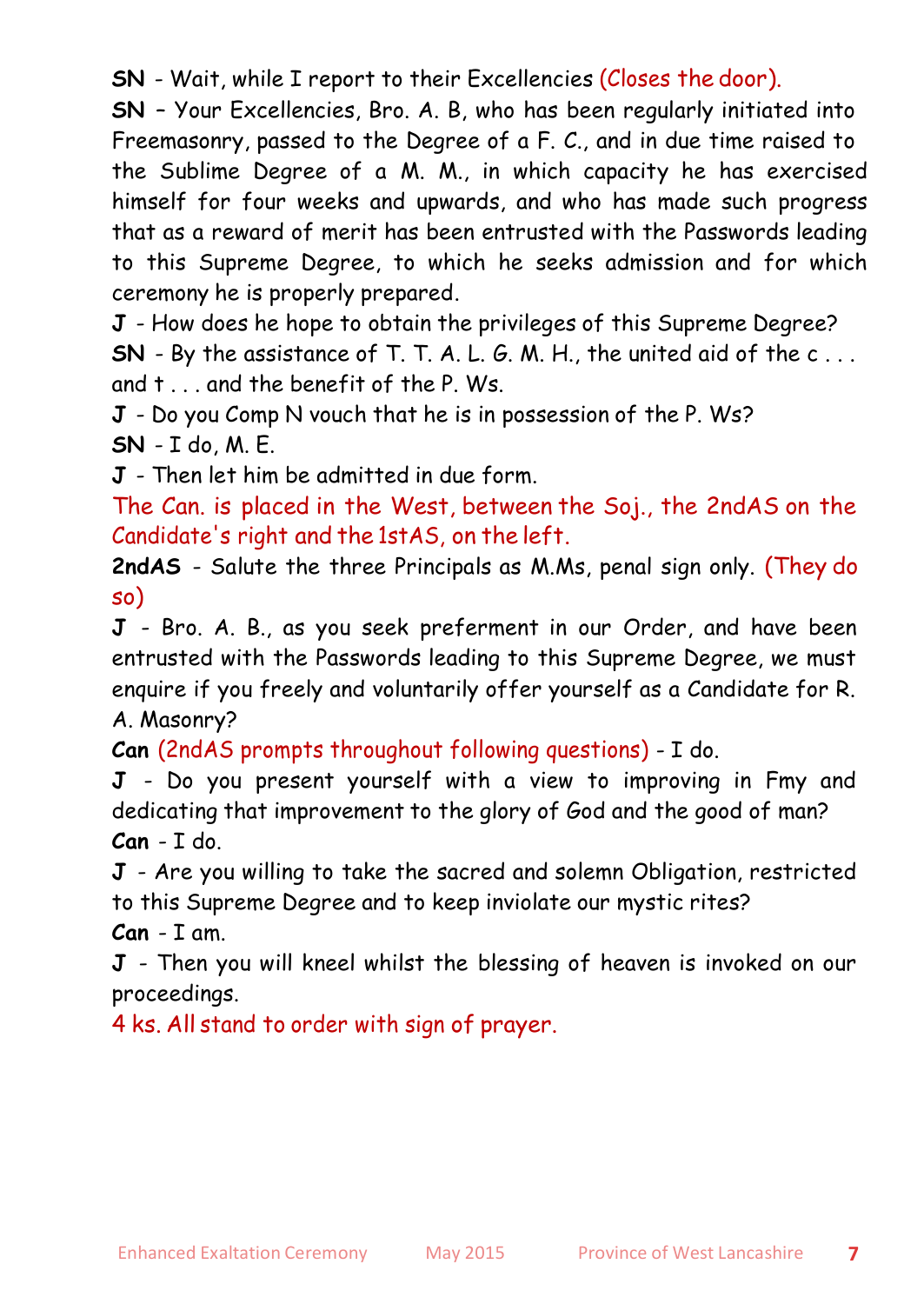**SN** - Wait, while I report to their Excellencies (Closes the door).

**SN** – Your Excellencies, Bro. A. B, who has been regularly initiated into Freemasonry, passed to the Degree of a F. C., and in due time raised to the Sublime Degree of a M. M., in which capacity he has exercised himself for four weeks and upwards, and who has made such progress that as a reward of merit has been entrusted with the Passwords leading to this Supreme Degree, to which he seeks admission and for which ceremony he is properly prepared.

**J** - How does he hope to obtain the privileges of this Supreme Degree?

**SN** - By the assistance of T. T. A. L. G. M. H., the united aid of the c . . . and t . . . and the benefit of the P. Ws.

**J** - Do you Comp N vouch that he is in possession of the P. Ws?

**SN** - I do, M. E.

**J** - Then let him be admitted in due form.

The Can. is placed in the West, between the Soj., the 2ndAS on the Candidate's right and the 1stAS, on the left.

**2ndAS** - Salute the three Principals as M.Ms, penal sign only. (They do so)

**J** - Bro. A. B., as you seek preferment in our Order, and have been entrusted with the Passwords leading to this Supreme Degree, we must enquire if you freely and voluntarily offer yourself as a Candidate for R. A. Masonry?

**Can** (2ndAS prompts throughout following questions) - I do.

**J** - Do you present yourself with a view to improving in Fmy and dedicating that improvement to the glory of God and the good of man?

**Can** - I do.

**J** - Are you willing to take the sacred and solemn Obligation, restricted to this Supreme Degree and to keep inviolate our mystic rites?

**Can** - I am.

**J** - Then you will kneel whilst the blessing of heaven is invoked on our proceedings.

4 ks. All stand to order with sign of prayer.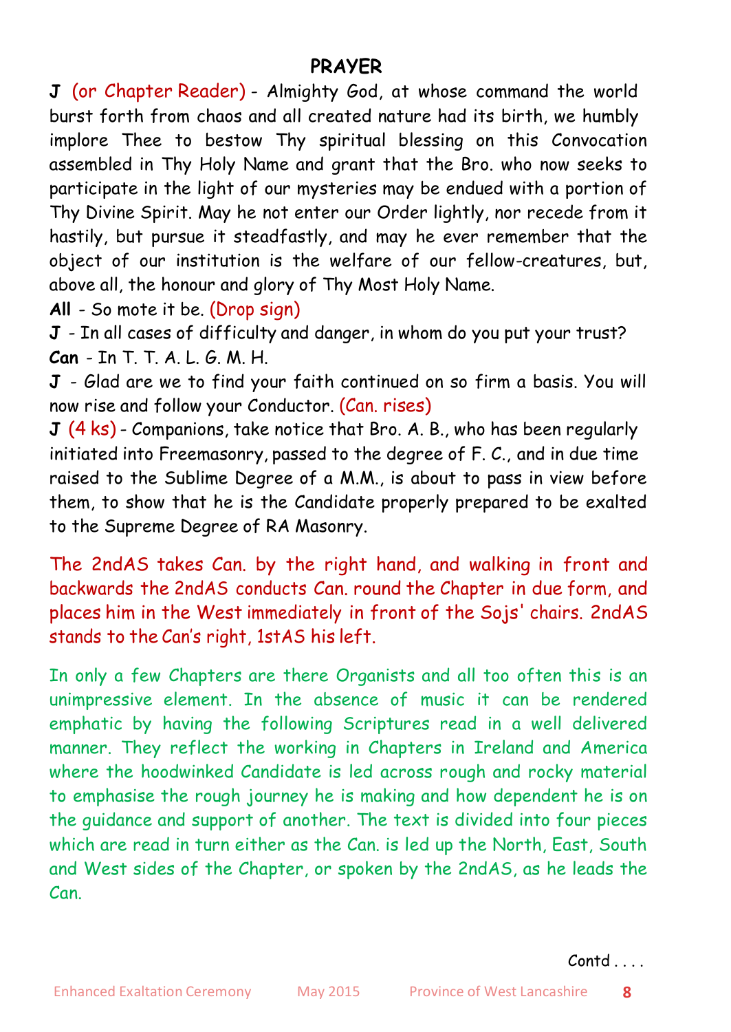## PRAYER

**J** (or Chapter Reader) - Almighty God, at whose command the world burst forth from chaos and all created nature had its birth, we humbly implore Thee to bestow Thy spiritual blessing on this Convocation assembled in Thy Holy Name and grant that the Bro. who now seeks to participate in the light of our mysteries may be endued with a portion of Thy Divine Spirit. May he not enter our Order lightly, nor recede from it hastily, but pursue it steadfastly, and may he ever remember that the object of our institution is the welfare of our fellow-creatures, but, above all, the honour and glory of Thy Most Holy Name.

**All** - So mote it be. (Drop sign)

**J** - In all cases of difficulty and danger, in whom do you put your trust?

**Can** - In T. T. A. L. G. M. H.

**J** - Glad are we to find your faith continued on so firm a basis. You will now rise and follow your Conductor. (Can. rises)

**J** (4 ks) - Companions, take notice that Bro. A. B., who has been regularly initiated into Freemasonry, passed to the degree of F. C., and in due time raised to the Sublime Degree of a M.M., is about to pass in view before them, to show that he is the Candidate properly prepared to be exalted to the Supreme Degree of RA Masonry.

The 2ndAS takes Can. by the right hand, and walking in front and backwards the 2ndAS conducts Can. round the Chapter in due form, and places him in the West immediately in front of the Sojs' chairs. 2ndAS stands to the Can's right, 1stAS his left.

In only a few Chapters are there Organists and all too often this is an unimpressive element. In the absence of music it can be rendered emphatic by having the following Scriptures read in a well delivered manner. They reflect the working in Chapters in Ireland and America where the hoodwinked Candidate is led across rough and rocky material to emphasise the rough journey he is making and how dependent he is on the guidance and support of another. The text is divided into four pieces which are read in turn either as the Can. is led up the North, East, South and West sides of the Chapter, or spoken by the 2ndAS, as he leads the Can.

Contd . . . .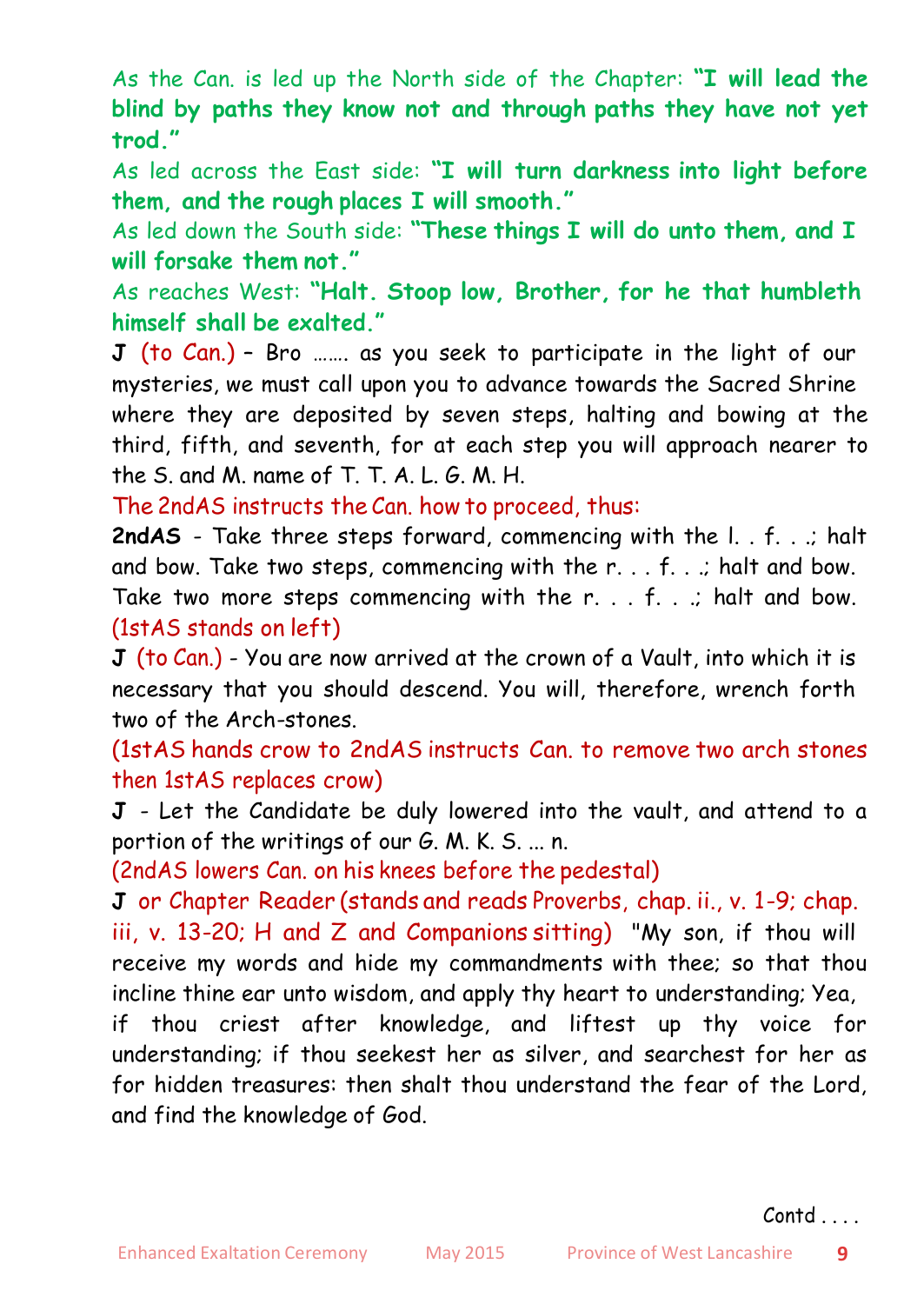As the Can. is led up the North side of the Chapter: **"I will lead the blind by paths they know not and through paths they have not yet trod."**

As led across the East side: **"I will turn darkness into light before them, and the rough places I will smooth."**

As led down the South side: **"These things I will do unto them, and I will forsake them not."**

As reaches West: **"Halt. Stoop low, Brother, for he that humbleth himself shall be exalted."**

**J** (to Can.) – Bro ……. as you seek to participate in the light of our mysteries, we must call upon you to advance towards the Sacred Shrine where they are deposited by seven steps, halting and bowing at the third, fifth, and seventh, for at each step you will approach nearer to the S. and M. name of T. T. A. L. G. M. H.

The 2ndAS instructs the Can. how to proceed, thus:

**2ndAS** - Take three steps forward, commencing with the l. . f. . .; halt and bow. Take two steps, commencing with the r. . . f. . .; halt and bow. Take two more steps commencing with the r. . . f. . .; halt and bow. (1stAS stands on left)

**J** (to Can.) - You are now arrived at the crown of a Vault, into which it is necessary that you should descend. You will, therefore, wrench forth two of the Arch-stones.

(1stAS hands crow to 2ndAS instructs Can. to remove two arch stones then 1stAS replaces crow)

**J** - Let the Candidate be duly lowered into the vault, and attend to a portion of the writings of our G. M. K. S. ... n.

(2ndAS lowers Can. on his knees before the pedestal)

**J** or Chapter Reader (stands and reads Proverbs, chap. ii., v. 1-9; chap. iii, v. 13-20; H and Z and Companions sitting) "My son, if thou will receive my words and hide my commandments with thee; so that thou incline thine ear unto wisdom, and apply thy heart to understanding; Yea, if thou criest after knowledge, and liftest up thy voice for understanding; if thou seekest her as silver, and searchest for her as for hidden treasures: then shalt thou understand the fear of the Lord, and find the knowledge of God.

Contd . . . .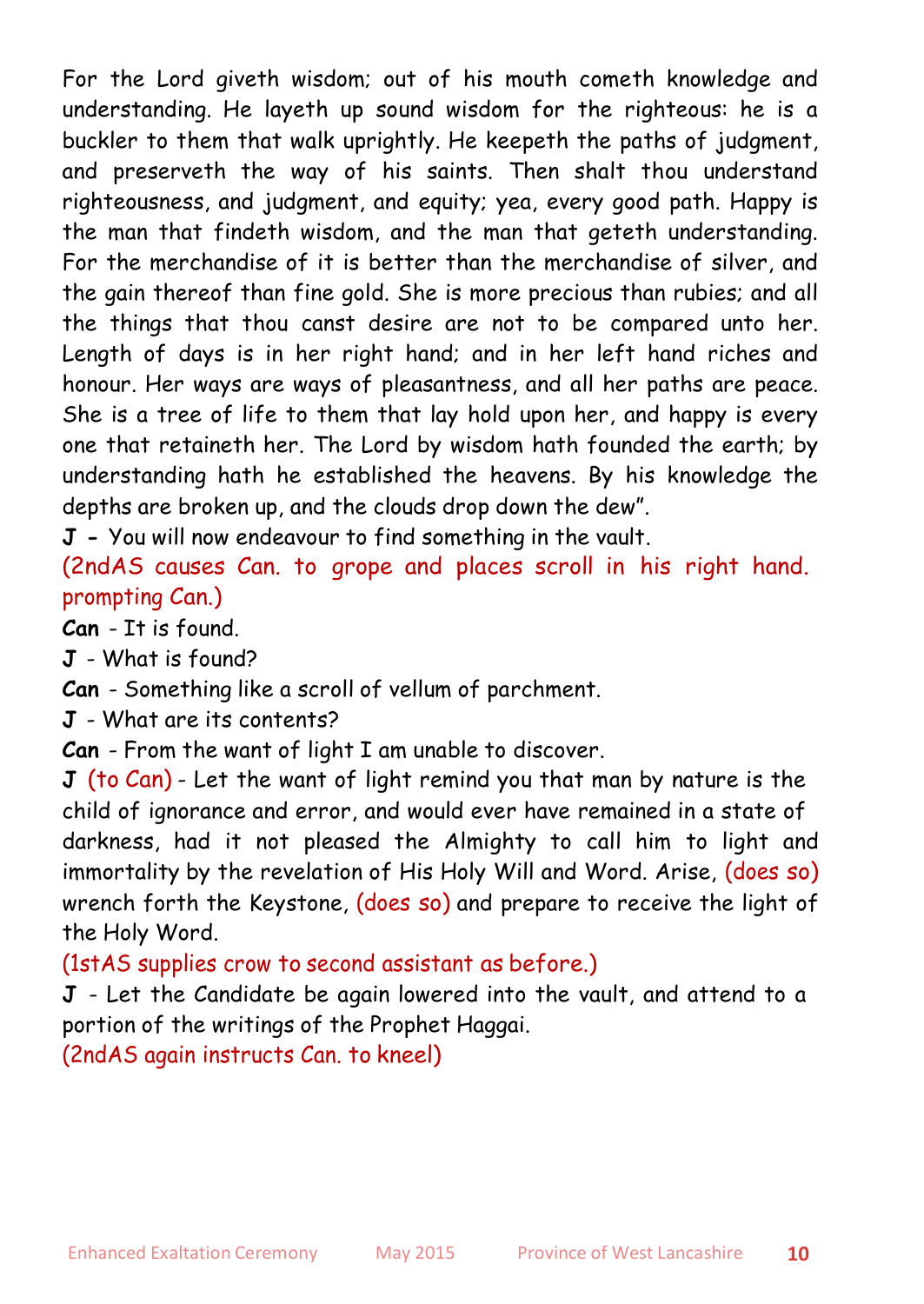For the Lord giveth wisdom; out of his mouth cometh knowledge and understanding. He layeth up sound wisdom for the righteous: he is a buckler to them that walk uprightly. He keepeth the paths of judgment, and preserveth the way of his saints. Then shalt thou understand righteousness, and judgment, and equity; yea, every good path. Happy is the man that findeth wisdom, and the man that geteth understanding. For the merchandise of it is better than the merchandise of silver, and the gain thereof than fine gold. She is more precious than rubies; and all the things that thou canst desire are not to be compared unto her. Length of days is in her right hand; and in her left hand riches and honour. Her ways are ways of pleasantness, and all her paths are peace. She is a tree of life to them that lay hold upon her, and happy is every one that retaineth her. The Lord by wisdom hath founded the earth; by understanding hath he established the heavens. By his knowledge the depths are broken up, and the clouds drop down the dew".

**J -** You will now endeavour to find something in the vault.

(2ndAS causes Can. to grope and places scroll in his right hand. prompting Can.)

**Can** - It is found.

**J** - What is found?

**Can** - Something like a scroll of vellum of parchment.

**J** - What are its contents?

**Can** - From the want of light I am unable to discover.

**J** (to Can) - Let the want of light remind you that man by nature is the child of ignorance and error, and would ever have remained in a state of darkness, had it not pleased the Almighty to call him to light and immortality by the revelation of His Holy Will and Word. Arise, (does so) wrench forth the Keystone, (does so) and prepare to receive the light of the Holy Word.

(1stAS supplies crow to second assistant as before.)

**J** - Let the Candidate be again lowered into the vault, and attend to a portion of the writings of the Prophet Haggai.

(2ndAS again instructs Can. to kneel)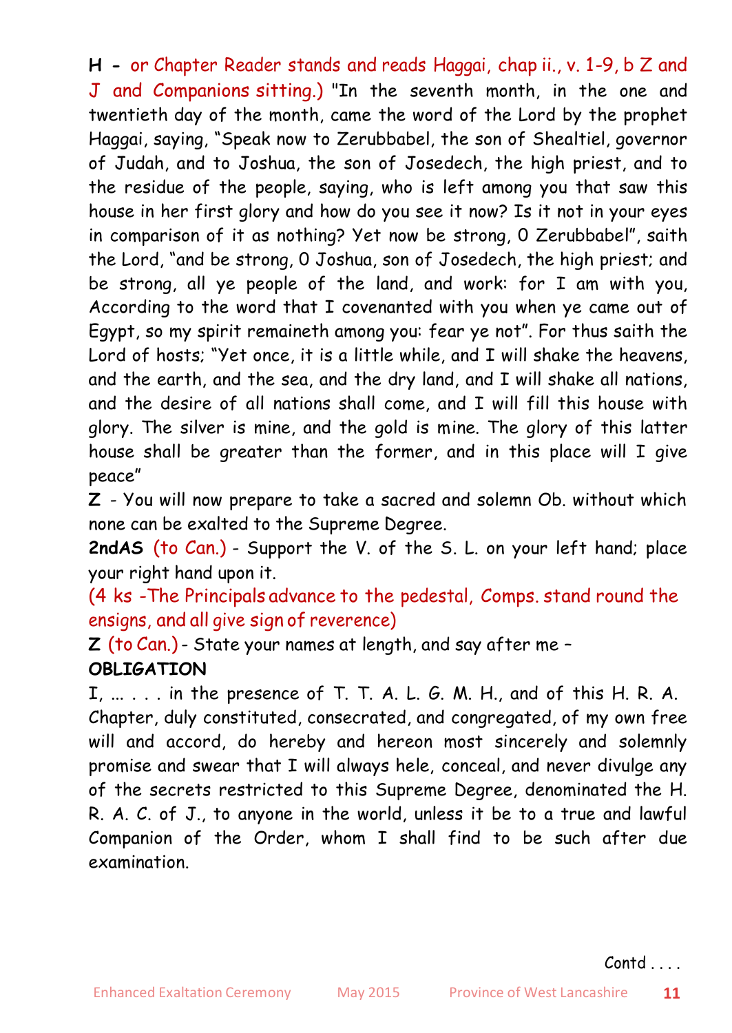**H -** or Chapter Reader stands and reads Haggai, chap ii., v. 1-9, b Z and J and Companions sitting.) "In the seventh month, in the one and twentieth day of the month, came the word of the Lord by the prophet Haggai, saying, "Speak now to Zerubbabel, the son of Shealtiel, governor of Judah, and to Joshua, the son of Josedech, the high priest, and to the residue of the people, saying, who is left among you that saw this house in her first glory and how do you see it now? Is it not in your eyes in comparison of it as nothing? Yet now be strong, O Zerubbabel", saith the Lord, "and be strong, O Joshua, son of Josedech, the high priest; and be strong, all ye people of the land, and work: for I am with you, According to the word that I covenanted with you when ye came out of Egypt, so my spirit remaineth among you: fear ye not". For thus saith the Lord of hosts; "Yet once, it is a little while, and I will shake the heavens, and the earth, and the sea, and the dry land, and I will shake all nations, and the desire of all nations shall come, and I will fill this house with glory. The silver is mine, and the gold is mine. The glory of this latter house shall be greater than the former, and in this place will I give peace"

**Z** - You will now prepare to take a sacred and solemn Ob. without which none can be exalted to the Supreme Degree.

**2ndAS** (to Can.) - Support the V. of the S. L. on your left hand; place your right hand upon it.

(4 ks -The Principals advance to the pedestal, Comps. stand round the ensigns, and all give sign of reverence)

**Z** (to Can.) - State your names at length, and say after me –

**OBLIGATION**

I, ... . . . in the presence of T. T. A. L. G. M. H., and of this H. R. A. Chapter, duly constituted, consecrated, and congregated, of my own free will and accord, do hereby and hereon most sincerely and solemnly promise and swear that I will always hele, conceal, and never divulge any of the secrets restricted to this Supreme Degree, denominated the H. R. A. C. of J., to anyone in the world, unless it be to a true and lawful Companion of the Order, whom I shall find to be such after due examination.

Contd . . . .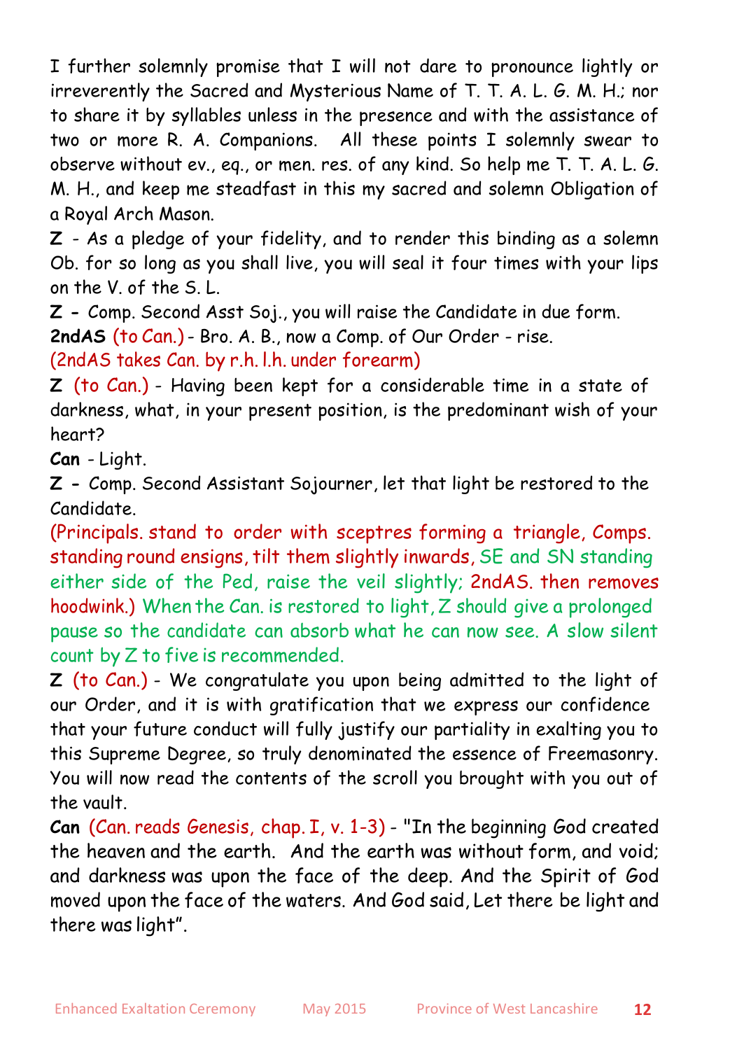I further solemnly promise that I will not dare to pronounce lightly or irreverently the Sacred and Mysterious Name of T. T. A. L. G. M. H.; nor to share it by syllables unless in the presence and with the assistance of two or more R. A. Companions. All these points I solemnly swear to observe without ev., eq., or men. res. of any kind. So help me T. T. A. L. G. M. H., and keep me steadfast in this my sacred and solemn Obligation of a Royal Arch Mason.

**Z** - As a pledge of your fidelity, and to render this binding as a solemn Ob. for so long as you shall live, you will seal it four times with your lips on the V. of the S. L.

**Z -** Comp. Second Asst Soj., you will raise the Candidate in due form.

**2ndAS** (to Can.) - Bro. A. B., now a Comp. of Our Order - rise.

(2ndAS takes Can. by r.h. l.h. under forearm)

**Z** (to Can.) - Having been kept for a considerable time in a state of darkness, what, in your present position, is the predominant wish of your heart?

**Can** - Light.

**Z -** Comp. Second Assistant Sojourner, let that light be restored to the Candidate.

(Principals. stand to order with sceptres forming a triangle, Comps. standing round ensigns, tilt them slightly inwards, SE and SN standing either side of the Ped, raise the veil slightly; 2ndAS. then removes hoodwink.) When the Can. is restored to light, Z should give a prolonged pause so the candidate can absorb what he can now see. A slow silent count by Z to five is recommended.

**Z** (to Can.) - We congratulate you upon being admitted to the light of our Order, and it is with gratification that we express our confidence that your future conduct will fully justify our partiality in exalting you to this Supreme Degree, so truly denominated the essence of Freemasonry. You will now read the contents of the scroll you brought with you out of the vault.

**Can** (Can. reads Genesis, chap. I, v. 1-3) - "In the beginning God created the heaven and the earth. And the earth was without form, and void; and darkness was upon the face of the deep. And the Spirit of God moved upon the face of the waters. And God said, Let there be light and there was light".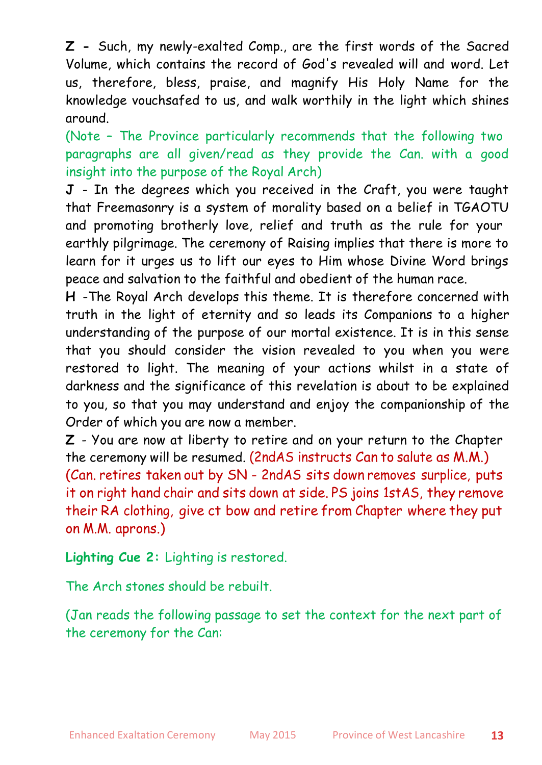**Z -** Such, my newly-exalted Comp., are the first words of the Sacred Volume, which contains the record of God's revealed will and word. Let us, therefore, bless, praise, and magnify His Holy Name for the knowledge vouchsafed to us, and walk worthily in the light which shines around.

(Note – The Province particularly recommends that the following two paragraphs are all given/read as they provide the Can. with a good insight into the purpose of the Royal Arch)

**J** - In the degrees which you received in the Craft, you were taught that Freemasonry is a system of morality based on a belief in TGAOTU and promoting brotherly love, relief and truth as the rule for your earthly pilgrimage. The ceremony of Raising implies that there is more to learn for it urges us to lift our eyes to Him whose Divine Word brings peace and salvation to the faithful and obedient of the human race.

**H** -The Royal Arch develops this theme. It is therefore concerned with truth in the light of eternity and so leads its Companions to a higher understanding of the purpose of our mortal existence. It is in this sense that you should consider the vision revealed to you when you were restored to light. The meaning of your actions whilst in a state of darkness and the significance of this revelation is about to be explained to you, so that you may understand and enjoy the companionship of the Order of which you are now a member.

**Z** - You are now at liberty to retire and on your return to the Chapter the ceremony will be resumed. (2ndAS instructs Can to salute as M.M.) (Can. retires taken out by SN - 2ndAS sits down removes surplice, puts it on right hand chair and sits down at side. PS joins 1stAS, they remove their RA clothing, give ct bow and retire from Chapter where they put on M.M. aprons.)

**Lighting Cue 2:** Lighting is restored.

The Arch stones should be rebuilt.

(Jan reads the following passage to set the context for the next part of the ceremony for the Can: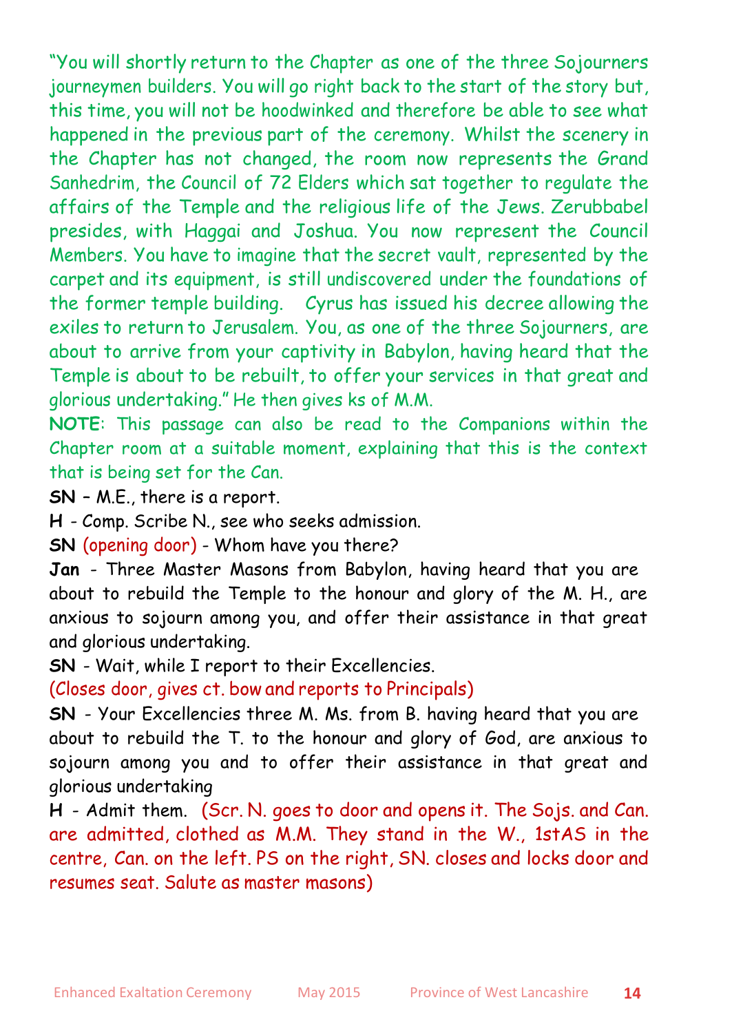"You will shortly return to the Chapter as one of the three Sojourners journeymen builders. You will go right back to the start of the story but, this time, you will not be hoodwinked and therefore be able to see what happened in the previous part of the ceremony. Whilst the scenery in the Chapter has not changed, the room now represents the Grand Sanhedrim, the Council of 72 Elders which sat together to regulate the affairs of the Temple and the religious life of the Jews. Zerubbabel presides, with Haggai and Joshua. You now represent the Council Members. You have to imagine that the secret vault, represented by the carpet and its equipment, is still undiscovered under the foundations of the former temple building. Cyrus has issued his decree allowing the exiles to return to Jerusalem. You, as one of the three Sojourners, are about to arrive from your captivity in Babylon, having heard that the Temple is about to be rebuilt, to offer your services in that great and glorious undertaking." He then gives ks of M.M.

**NOTE**: This passage can also be read to the Companions within the Chapter room at a suitable moment, explaining that this is the context that is being set for the Can.

**SN** – M.E., there is a report.

**H** - Comp. Scribe N., see who seeks admission.

**SN** (opening door) - Whom have you there?

**Jan** - Three Master Masons from Babylon, having heard that you are about to rebuild the Temple to the honour and glory of the M. H., are anxious to sojourn among you, and offer their assistance in that great and glorious undertaking.

**SN** - Wait, while I report to their Excellencies.

(Closes door, gives ct. bow and reports to Principals)

**SN** - Your Excellencies three M. Ms. from B. having heard that you are about to rebuild the T. to the honour and glory of God, are anxious to sojourn among you and to offer their assistance in that great and glorious undertaking

**H** - Admit them. (Scr. N. goes to door and opens it. The Sojs. and Can. are admitted, clothed as M.M. They stand in the W., 1stAS in the centre, Can. on the left. PS on the right, SN. closes and locks door and resumes seat. Salute as master masons)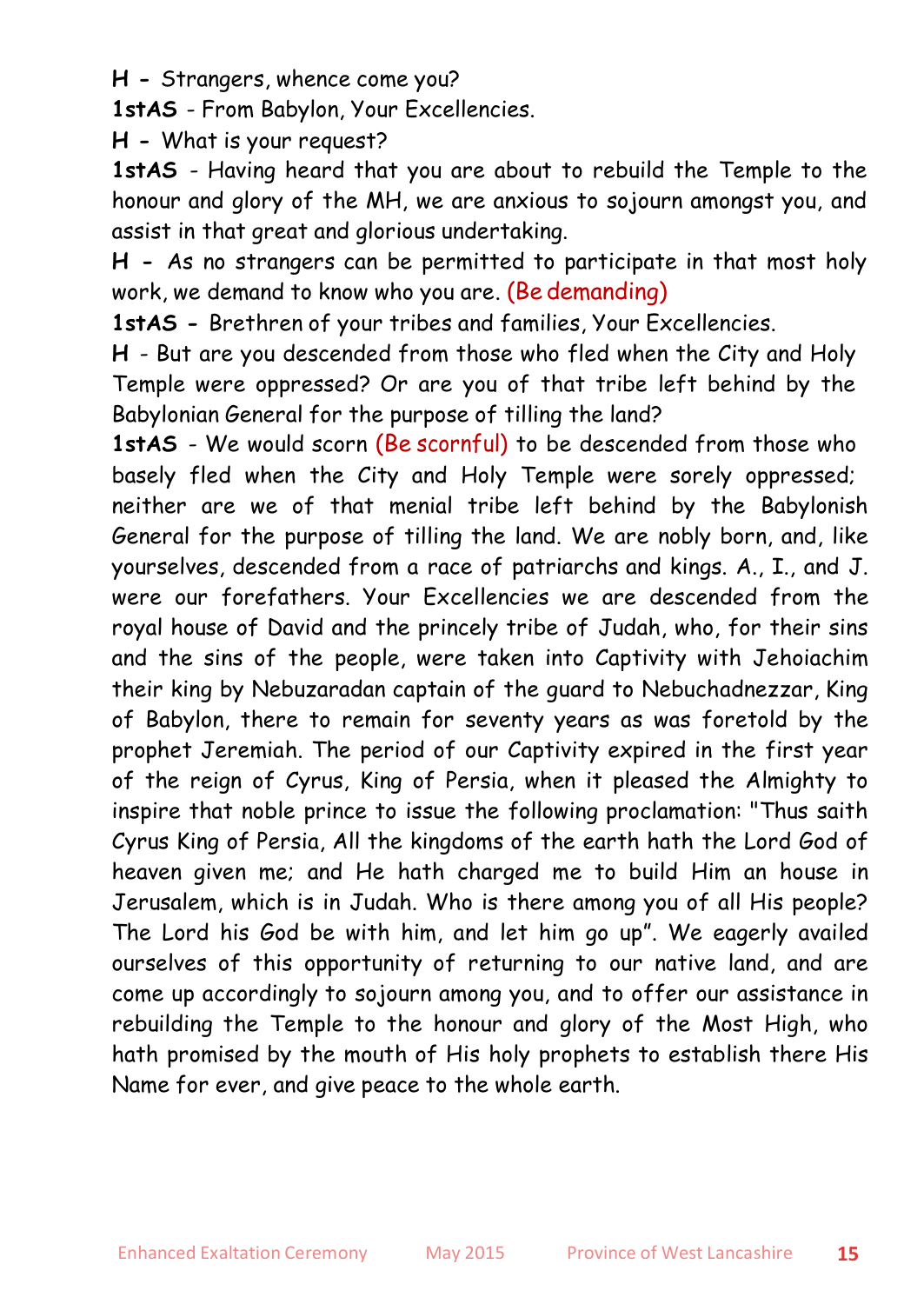**H -** Strangers, whence come you?

**1stAS** - From Babylon, Your Excellencies.

**H -** What is your request?

**1stAS** - Having heard that you are about to rebuild the Temple to the honour and glory of the MH, we are anxious to sojourn amongst you, and assist in that great and glorious undertaking.

**H -** As no strangers can be permitted to participate in that most holy work, we demand to know who you are. (Be demanding)

**1stAS -** Brethren of your tribes and families, Your Excellencies.

**H** - But are you descended from those who fled when the City and Holy Temple were oppressed? Or are you of that tribe left behind by the Babylonian General for the purpose of tilling the land?

**1stAS** - We would scorn (Be scornful) to be descended from those who basely fled when the City and Holy Temple were sorely oppressed; neither are we of that menial tribe left behind by the Babylonish General for the purpose of tilling the land. We are nobly born, and, like yourselves, descended from a race of patriarchs and kings. A., I., and J. were our forefathers. Your Excellencies we are descended from the royal house of David and the princely tribe of Judah, who, for their sins and the sins of the people, were taken into Captivity with Jehoiachim their king by Nebuzaradan captain of the guard to Nebuchadnezzar, King of Babylon, there to remain for seventy years as was foretold by the prophet Jeremiah. The period of our Captivity expired in the first year of the reign of Cyrus, King of Persia, when it pleased the Almighty to inspire that noble prince to issue the following proclamation: "Thus saith Cyrus King of Persia, All the kingdoms of the earth hath the Lord God of heaven given me; and He hath charged me to build Him an house in Jerusalem, which is in Judah. Who is there among you of all His people? The Lord his God be with him, and let him go up". We eagerly availed ourselves of this opportunity of returning to our native land, and are come up accordingly to sojourn among you, and to offer our assistance in rebuilding the Temple to the honour and glory of the Most High, who hath promised by the mouth of His holy prophets to establish there His Name for ever, and give peace to the whole earth.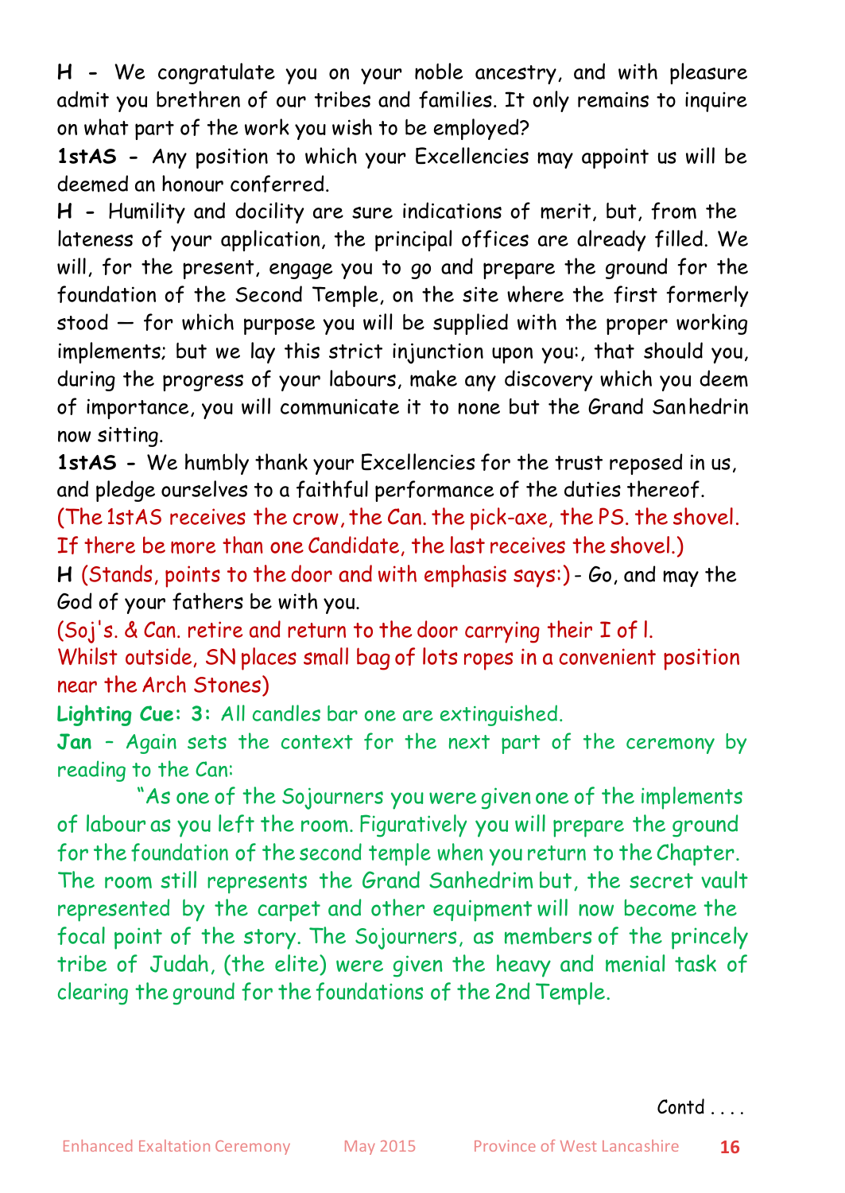**H -** We congratulate you on your noble ancestry, and with pleasure admit you brethren of our tribes and families. It only remains to inquire on what part of the work you wish to be employed?

**1stAS -** Any position to which your Excellencies may appoint us will be deemed an honour conferred.

**H -** Humility and docility are sure indications of merit, but, from the lateness of your application, the principal offices are already filled. We will, for the present, engage you to go and prepare the ground for the foundation of the Second Temple, on the site where the first formerly stood — for which purpose you will be supplied with the proper working implements; but we lay this strict injunction upon you:, that should you, during the progress of your labours, make any discovery which you deem of importance, you will communicate it to none but the Grand Sanhedrin now sitting.

**1stAS -** We humbly thank your Excellencies for the trust reposed in us, and pledge ourselves to a faithful performance of the duties thereof.

(The 1stAS receives the crow, the Can. the pick-axe, the PS. the shovel. If there be more than one Candidate, the last receives the shovel.)

**H** (Stands, points to the door and with emphasis says:) - Go, and may the God of your fathers be with you.

(Soj's. & Can. retire and return to the door carrying their I of l.
Whilst outside, SN places small bag of lots ropes in a convenient position near the Arch Stones)

**Lighting Cue: 3:** All candles bar one are extinguished.

**Jan** – Again sets the context for the next part of the ceremony by reading to the Can:

"As one of the Sojourners you were given one of the implements of labour as you left the room. Figuratively you will prepare the ground for the foundation of the second temple when you return to the Chapter. The room still represents the Grand Sanhedrim but, the secret vault represented by the carpet and other equipment will now become the focal point of the story. The Sojourners, as members of the princely tribe of Judah, (the elite) were given the heavy and menial task of clearing the ground for the foundations of the 2nd Temple.

Contd . . . .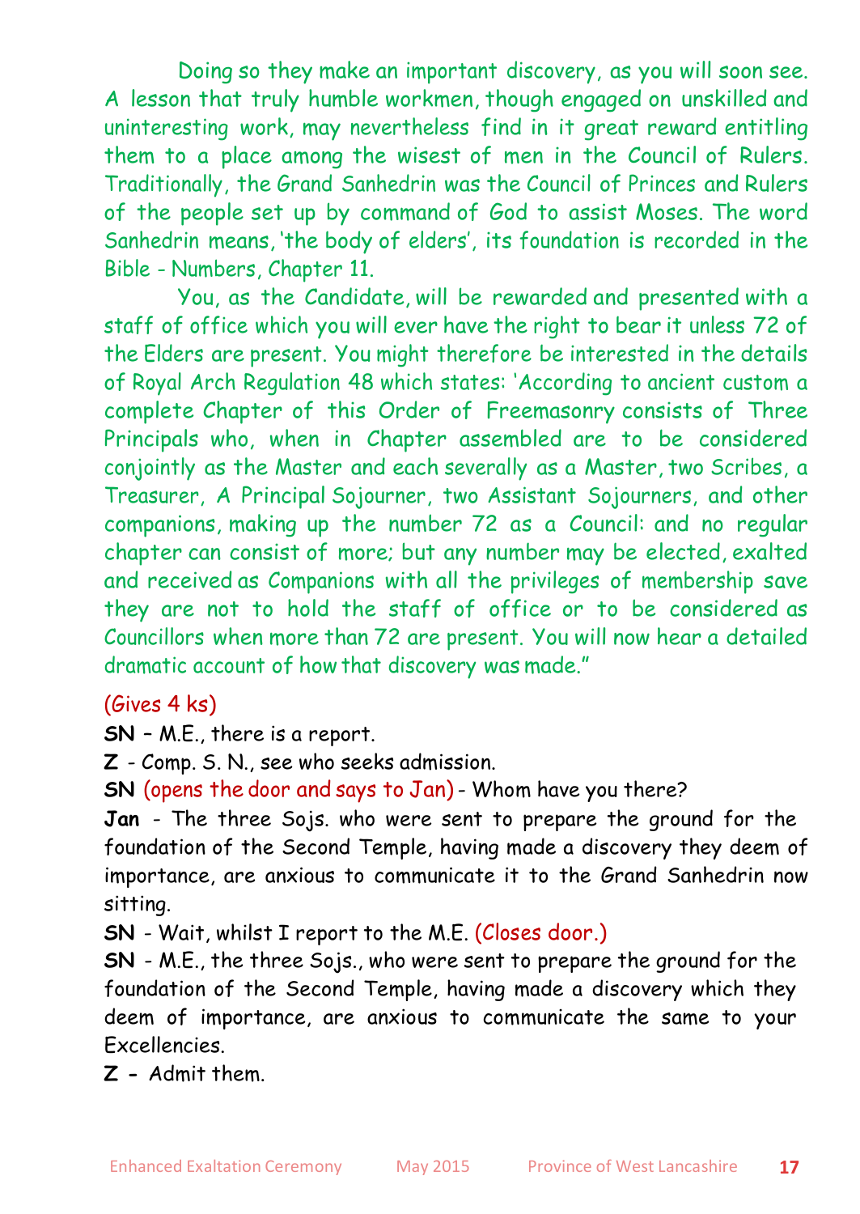Doing so they make an important discovery, as you will soon see. A lesson that truly humble workmen, though engaged on unskilled and uninteresting work, may nevertheless find in it great reward entitling them to a place among the wisest of men in the Council of Rulers. Traditionally, the Grand Sanhedrin was the Council of Princes and Rulers of the people set up by command of God to assist Moses. The word Sanhedrin means, 'the body of elders', its foundation is recorded in the Bible - Numbers, Chapter 11.

You, as the Candidate, will be rewarded and presented with a staff of office which you will ever have the right to bear it unless 72 of the Elders are present. You might therefore be interested in the details of Royal Arch Regulation 48 which states: 'According to ancient custom a complete Chapter of this Order of Freemasonry consists of Three Principals who, when in Chapter assembled are to be considered conjointly as the Master and each severally as a Master, two Scribes, a Treasurer, A Principal Sojourner, two Assistant Sojourners, and other companions, making up the number 72 as a Council: and no regular chapter can consist of more; but any number may be elected, exalted and received as Companions with all the privileges of membership save they are not to hold the staff of office or to be considered as Councillors when more than 72 are present. You will now hear a detailed dramatic account of how that discovery was made."

(Gives 4 ks)

**SN** – M.E., there is a report.

**Z** - Comp. S. N., see who seeks admission.

**SN** (opens the door and says to Jan) - Whom have you there?

**Jan** - The three Sojs. who were sent to prepare the ground for the foundation of the Second Temple, having made a discovery they deem of importance, are anxious to communicate it to the Grand Sanhedrin now sitting.

**SN** - Wait, whilst I report to the M.E. (Closes door.)

**SN** - M.E., the three Sojs., who were sent to prepare the ground for the foundation of the Second Temple, having made a discovery which they deem of importance, are anxious to communicate the same to your Excellencies.

**Z -** Admit them.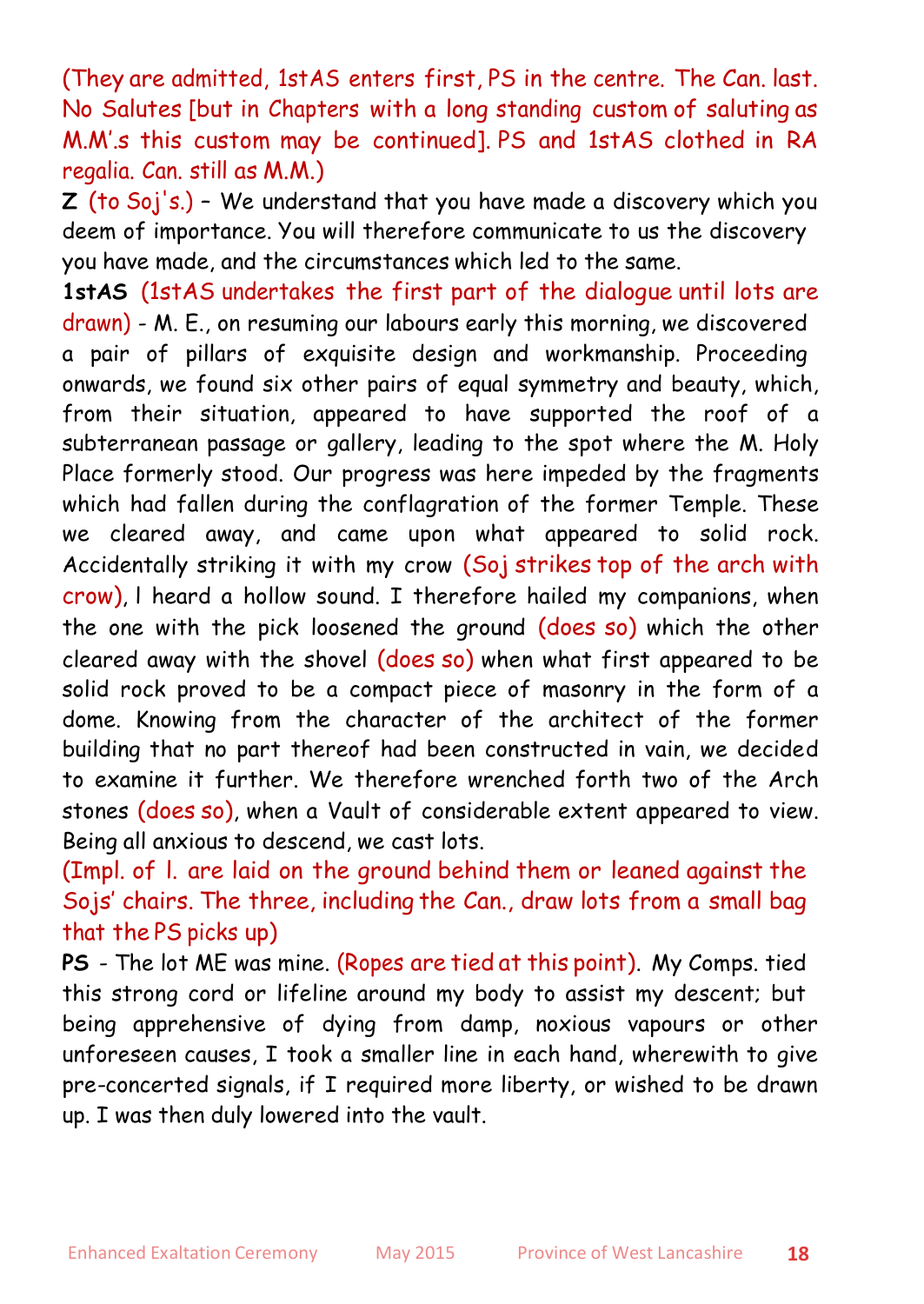(They are admitted, 1stAS enters first, PS in the centre. The Can. last. No Salutes [but in Chapters with a long standing custom of saluting as M.M'.s this custom may be continued]. PS and 1stAS clothed in RA regalia. Can. still as M.M.)

**Z** (to Soj's.) – We understand that you have made a discovery which you deem of importance. You will therefore communicate to us the discovery you have made, and the circumstances which led to the same.

**1stAS** (1stAS undertakes the first part of the dialogue until lots are drawn) - M. E., on resuming our labours early this morning, we discovered a pair of pillars of exquisite design and workmanship. Proceeding onwards, we found six other pairs of equal symmetry and beauty, which, from their situation, appeared to have supported the roof of a subterranean passage or gallery, leading to the spot where the M. Holy Place formerly stood. Our progress was here impeded by the fragments which had fallen during the conflagration of the former Temple. These we cleared away, and came upon what appeared to solid rock. Accidentally striking it with my crow (Soj strikes top of the arch with crow), l heard a hollow sound. I therefore hailed my companions, when the one with the pick loosened the ground (does so) which the other cleared away with the shovel (does so) when what first appeared to be solid rock proved to be a compact piece of masonry in the form of a dome. Knowing from the character of the architect of the former building that no part thereof had been constructed in vain, we decided to examine it further. We therefore wrenched forth two of the Arch stones (does so), when a Vault of considerable extent appeared to view. Being all anxious to descend, we cast lots.

(Impl. of l. are laid on the ground behind them or leaned against the Sojs' chairs. The three, including the Can., draw lots from a small bag that the PS picks up)

**PS** - The lot ME was mine. (Ropes are tied at this point). My Comps. tied this strong cord or lifeline around my body to assist my descent; but being apprehensive of dying from damp, noxious vapours or other unforeseen causes, I took a smaller line in each hand, wherewith to give pre-concerted signals, if I required more liberty, or wished to be drawn up. I was then duly lowered into the vault.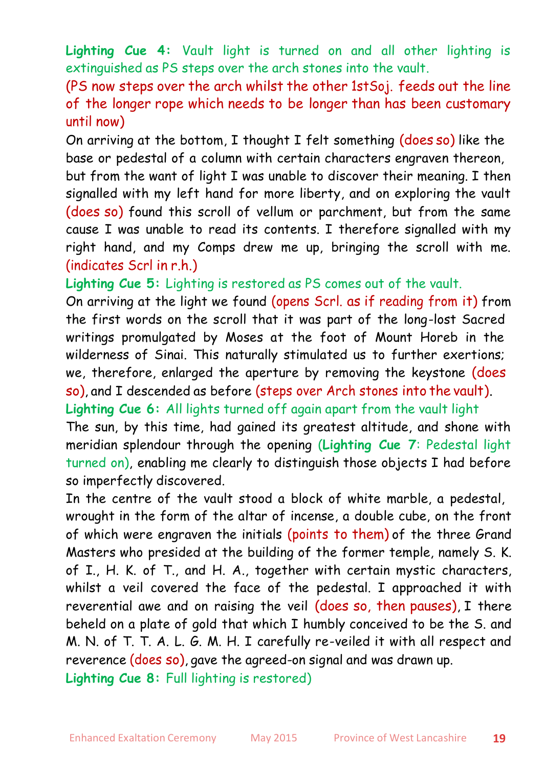**Lighting Cue 4:** Vault light is turned on and all other lighting is extinguished as PS steps over the arch stones into the vault.

(PS now steps over the arch whilst the other 1stSoj. feeds out the line of the longer rope which needs to be longer than has been customary until now)

On arriving at the bottom, I thought I felt something (does so) like the base or pedestal of a column with certain characters engraven thereon, but from the want of light I was unable to discover their meaning. I then signalled with my left hand for more liberty, and on exploring the vault (does so) found this scroll of vellum or parchment, but from the same cause I was unable to read its contents. I therefore signalled with my right hand, and my Comps drew me up, bringing the scroll with me. (indicates Scrl in r.h.)

**Lighting Cue 5:** Lighting is restored as PS comes out of the vault.

On arriving at the light we found (opens Scrl. as if reading from it) from the first words on the scroll that it was part of the long-lost Sacred writings promulgated by Moses at the foot of Mount Horeb in the wilderness of Sinai. This naturally stimulated us to further exertions; we, therefore, enlarged the aperture by removing the keystone (does so), and I descended as before (steps over Arch stones into the vault).

**Lighting Cue 6:** All lights turned off again apart from the vault light

The sun, by this time, had gained its greatest altitude, and shone with meridian splendour through the opening (**Lighting Cue 7**: Pedestal light turned on), enabling me clearly to distinguish those objects I had before so imperfectly discovered.

In the centre of the vault stood a block of white marble, a pedestal, wrought in the form of the altar of incense, a double cube, on the front of which were engraven the initials (points to them) of the three Grand Masters who presided at the building of the former temple, namely S. K. of I., H. K. of T., and H. A., together with certain mystic characters, whilst a veil covered the face of the pedestal. I approached it with reverential awe and on raising the veil (does so, then pauses), I there beheld on a plate of gold that which I humbly conceived to be the S. and M. N. of T. T. A. L. G. M. H. I carefully re-veiled it with all respect and reverence (does so), gave the agreed-on signal and was drawn up.

**Lighting Cue 8:** Full lighting is restored)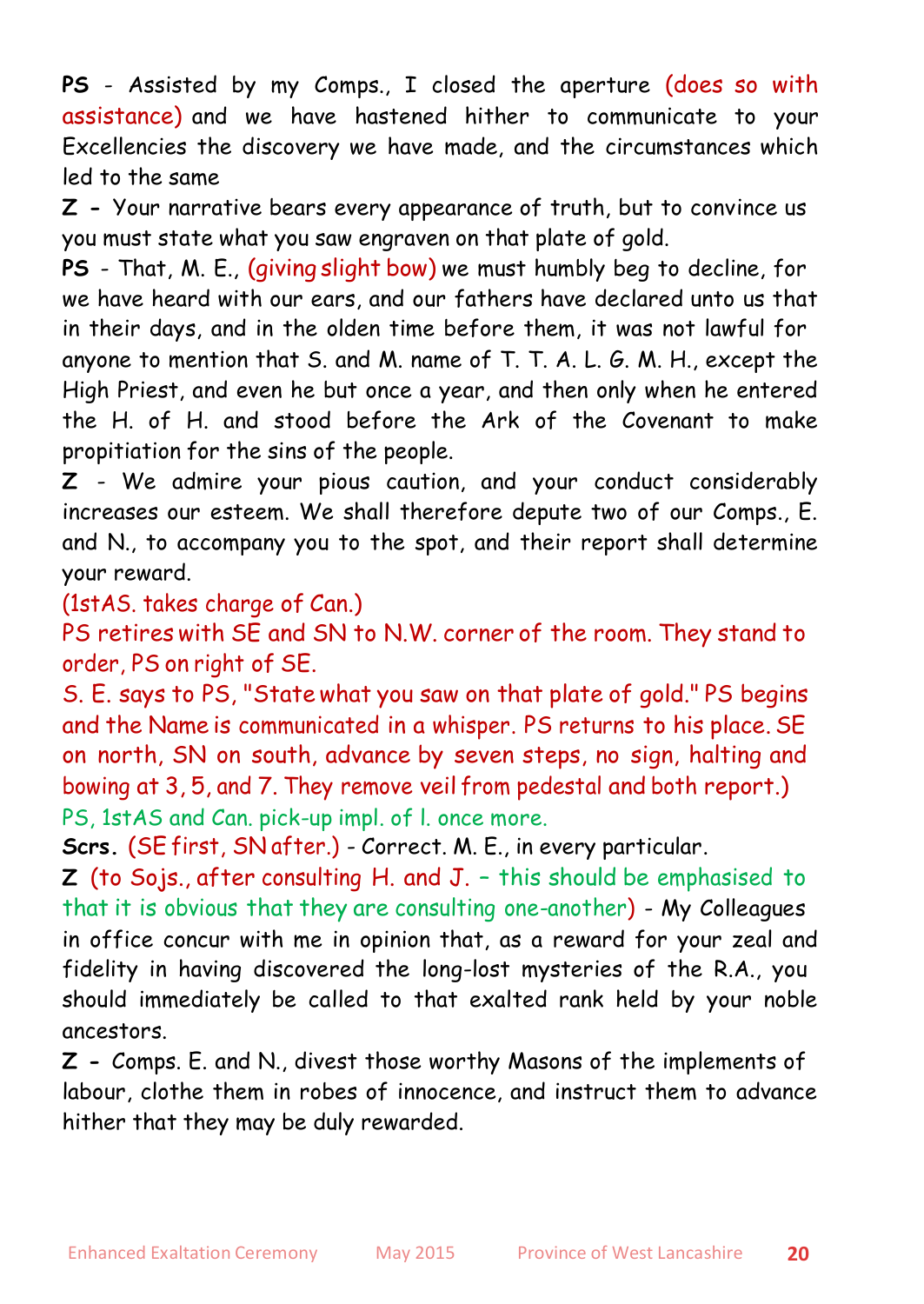**PS** - Assisted by my Comps., I closed the aperture (does so with assistance) and we have hastened hither to communicate to your Excellencies the discovery we have made, and the circumstances which led to the same

**Z -** Your narrative bears every appearance of truth, but to convince us you must state what you saw engraven on that plate of gold.

**PS** - That, M. E., (giving slight bow) we must humbly beg to decline, for we have heard with our ears, and our fathers have declared unto us that in their days, and in the olden time before them, it was not lawful for anyone to mention that S. and M. name of T. T. A. L. G. M. H., except the High Priest, and even he but once a year, and then only when he entered the H. of H. and stood before the Ark of the Covenant to make propitiation for the sins of the people.

**Z** - We admire your pious caution, and your conduct considerably increases our esteem. We shall therefore depute two of our Comps., E. and N., to accompany you to the spot, and their report shall determine your reward.

(1stAS. takes charge of Can.)

PS retires with SE and SN to N.W. corner of the room. They stand to order, PS on right of SE.

S. E. says to PS, "State what you saw on that plate of gold." PS begins and the Name is communicated in a whisper. PS returns to his place. SE on north, SN on south, advance by seven steps, no sign, halting and bowing at 3, 5, and 7. They remove veil from pedestal and both report.)

PS, 1stAS and Can. pick-up impl. of l. once more.

**Scrs.** (SE first, SN after.) - Correct. M. E., in every particular.

**Z** (to Sojs., after consulting H. and J. – this should be emphasised to that it is obvious that they are consulting one-another) - My Colleagues in office concur with me in opinion that, as a reward for your zeal and fidelity in having discovered the long-lost mysteries of the R.A., you should immediately be called to that exalted rank held by your noble ancestors.

**Z -** Comps. E. and N., divest those worthy Masons of the implements of labour, clothe them in robes of innocence, and instruct them to advance hither that they may be duly rewarded.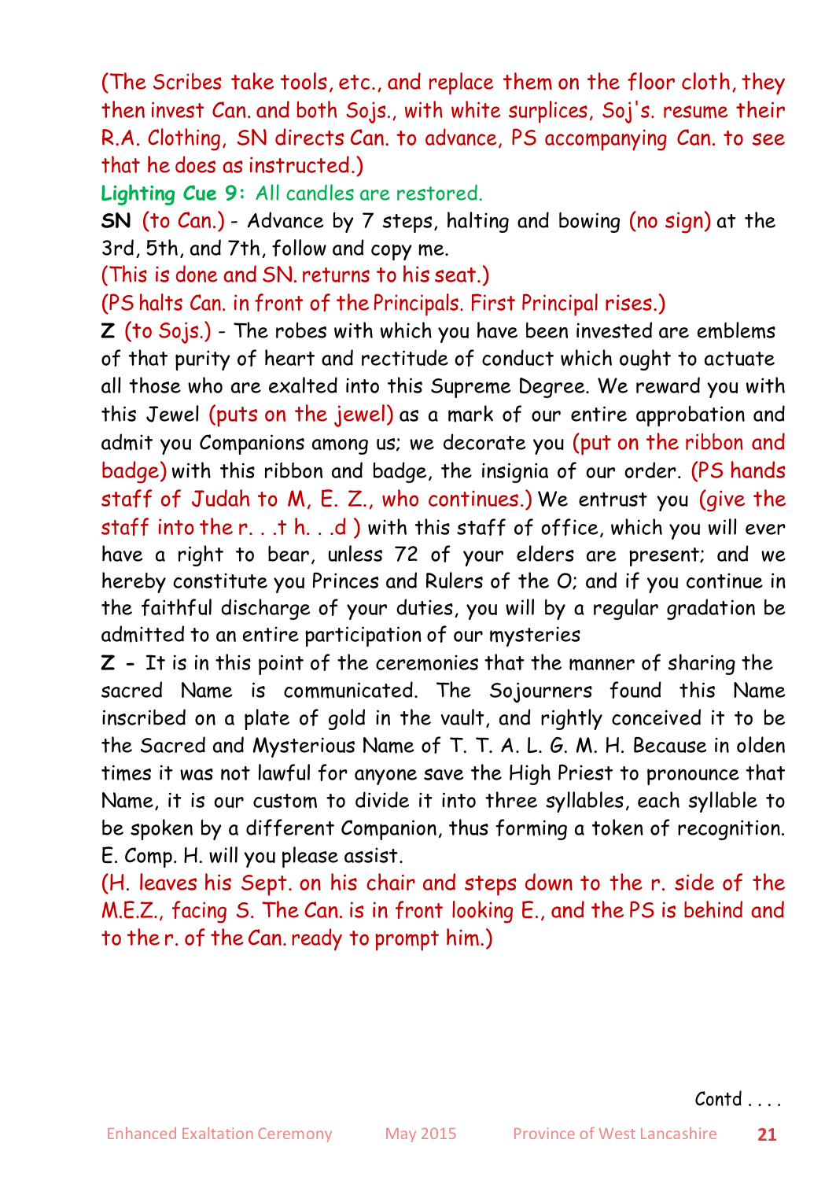(The Scribes take tools, etc., and replace them on the floor cloth, they then invest Can. and both Sojs., with white surplices, Soj's. resume their R.A. Clothing, SN directs Can. to advance, PS accompanying Can. to see that he does as instructed.)

**Lighting Cue 9:** All candles are restored.

**SN** (to Can.) - Advance by 7 steps, halting and bowing (no sign) at the 3rd, 5th, and 7th, follow and copy me.

(This is done and SN. returns to his seat.)

(PS halts Can. in front of the Principals. First Principal rises.)

**Z** (to Sojs.) - The robes with which you have been invested are emblems of that purity of heart and rectitude of conduct which ought to actuate all those who are exalted into this Supreme Degree. We reward you with this Jewel (puts on the jewel) as a mark of our entire approbation and admit you Companions among us; we decorate you (put on the ribbon and badge) with this ribbon and badge, the insignia of our order. (PS hands staff of Judah to M, E. Z., who continues.) We entrust you (give the staff into the r. . .t h. . .d ) with this staff of office, which you will ever have a right to bear, unless 72 of your elders are present; and we hereby constitute you Princes and Rulers of the O; and if you continue in the faithful discharge of your duties, you will by a regular gradation be admitted to an entire participation of our mysteries

**Z -** It is in this point of the ceremonies that the manner of sharing the sacred Name is communicated. The Sojourners found this Name inscribed on a plate of gold in the vault, and rightly conceived it to be the Sacred and Mysterious Name of T. T. A. L. G. M. H. Because in olden times it was not lawful for anyone save the High Priest to pronounce that Name, it is our custom to divide it into three syllables, each syllable to be spoken by a different Companion, thus forming a token of recognition. E. Comp. H. will you please assist.

(H. leaves his Sept. on his chair and steps down to the r. side of the M.E.Z., facing S. The Can. is in front looking E., and the PS is behind and to the r. of the Can. ready to prompt him.)

Contd . . . .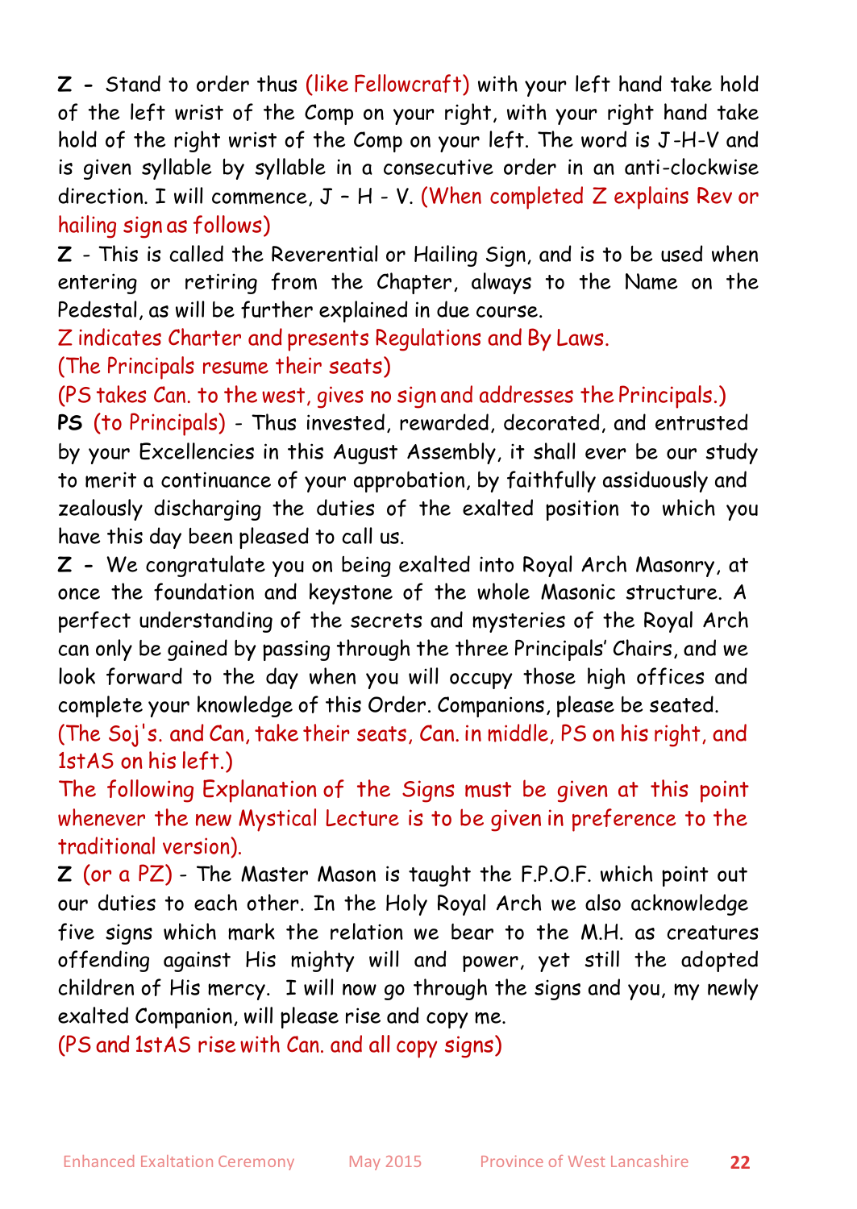**Z -** Stand to order thus (like Fellowcraft) with your left hand take hold of the left wrist of the Comp on your right, with your right hand take hold of the right wrist of the Comp on your left. The word is J-H-V and is given syllable by syllable in a consecutive order in an anti-clockwise direction. I will commence, J – H - V. (When completed Z explains Rev or hailing sign as follows)

**Z** - This is called the Reverential or Hailing Sign, and is to be used when entering or retiring from the Chapter, always to the Name on the Pedestal, as will be further explained in due course.

Z indicates Charter and presents Regulations and By Laws.

(The Principals resume their seats)

(PS takes Can. to the west, gives no sign and addresses the Principals.)

**PS** (to Principals) - Thus invested, rewarded, decorated, and entrusted by your Excellencies in this August Assembly, it shall ever be our study to merit a continuance of your approbation, by faithfully assiduously and zealously discharging the duties of the exalted position to which you have this day been pleased to call us.

**Z -** We congratulate you on being exalted into Royal Arch Masonry, at once the foundation and keystone of the whole Masonic structure. A perfect understanding of the secrets and mysteries of the Royal Arch can only be gained by passing through the three Principals' Chairs, and we look forward to the day when you will occupy those high offices and complete your knowledge of this Order. Companions, please be seated.

(The Soj's. and Can, take their seats, Can. in middle, PS on his right, and 1stAS on his left.)

The following Explanation of the Signs must be given at this point whenever the new Mystical Lecture is to be given in preference to the traditional version).

**Z** (or a PZ) - The Master Mason is taught the F.P.O.F. which point out our duties to each other. In the Holy Royal Arch we also acknowledge five signs which mark the relation we bear to the M.H. as creatures offending against His mighty will and power, yet still the adopted children of His mercy. I will now go through the signs and you, my newly exalted Companion, will please rise and copy me.

(PS and 1stAS rise with Can. and all copy signs)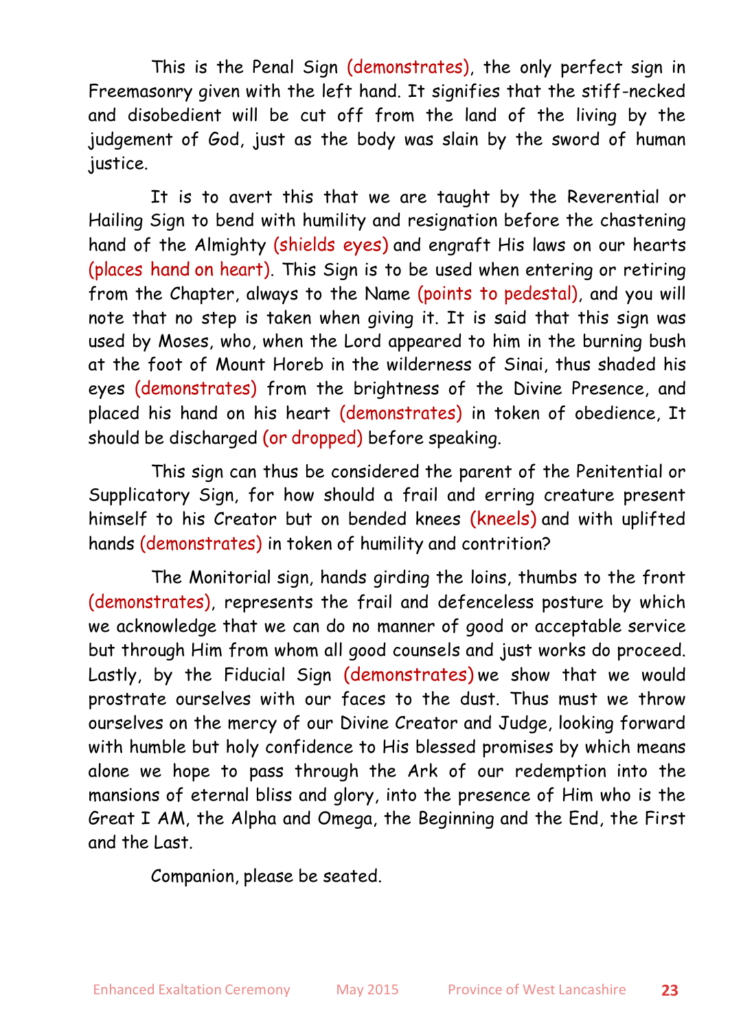This is the Penal Sign (demonstrates), the only perfect sign in Freemasonry given with the left hand. It signifies that the stiff-necked and disobedient will be cut off from the land of the living by the judgement of God, just as the body was slain by the sword of human justice.

It is to avert this that we are taught by the Reverential or Hailing Sign to bend with humility and resignation before the chastening hand of the Almighty (shields eyes) and engraft His laws on our hearts (places hand on heart). This Sign is to be used when entering or retiring from the Chapter, always to the Name (points to pedestal), and you will note that no step is taken when giving it. It is said that this sign was used by Moses, who, when the Lord appeared to him in the burning bush at the foot of Mount Horeb in the wilderness of Sinai, thus shaded his eyes (demonstrates) from the brightness of the Divine Presence, and placed his hand on his heart (demonstrates) in token of obedience, It should be discharged (or dropped) before speaking.

This sign can thus be considered the parent of the Penitential or Supplicatory Sign, for how should a frail and erring creature present himself to his Creator but on bended knees (kneels) and with uplifted hands (demonstrates) in token of humility and contrition?

The Monitorial sign, hands girding the loins, thumbs to the front (demonstrates), represents the frail and defenceless posture by which we acknowledge that we can do no manner of good or acceptable service but through Him from whom all good counsels and just works do proceed. Lastly, by the Fiducial Sign (demonstrates) we show that we would prostrate ourselves with our faces to the dust. Thus must we throw ourselves on the mercy of our Divine Creator and Judge, looking forward with humble but holy confidence to His blessed promises by which means alone we hope to pass through the Ark of our redemption into the mansions of eternal bliss and glory, into the presence of Him who is the Great I AM, the Alpha and Omega, the Beginning and the End, the First and the Last.

Companion, please be seated.